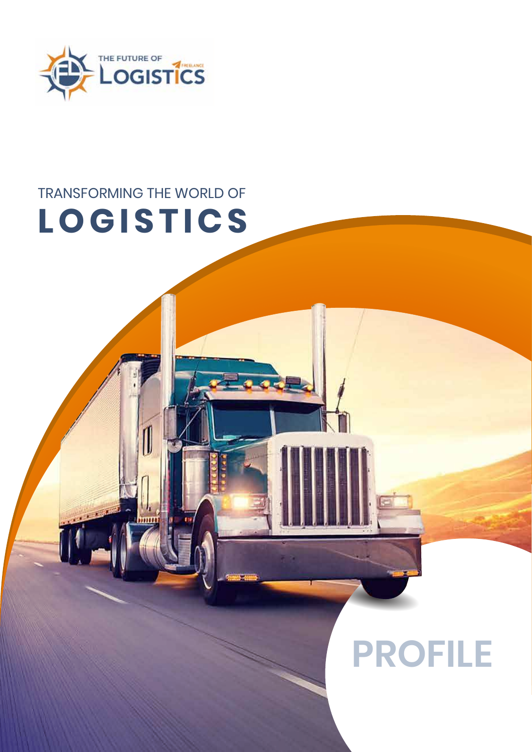THE FUTURE OF LOGISTICS FREELANCE

TRANSFORMING THE WORLD OF

# LOGISTICS

# PROFILE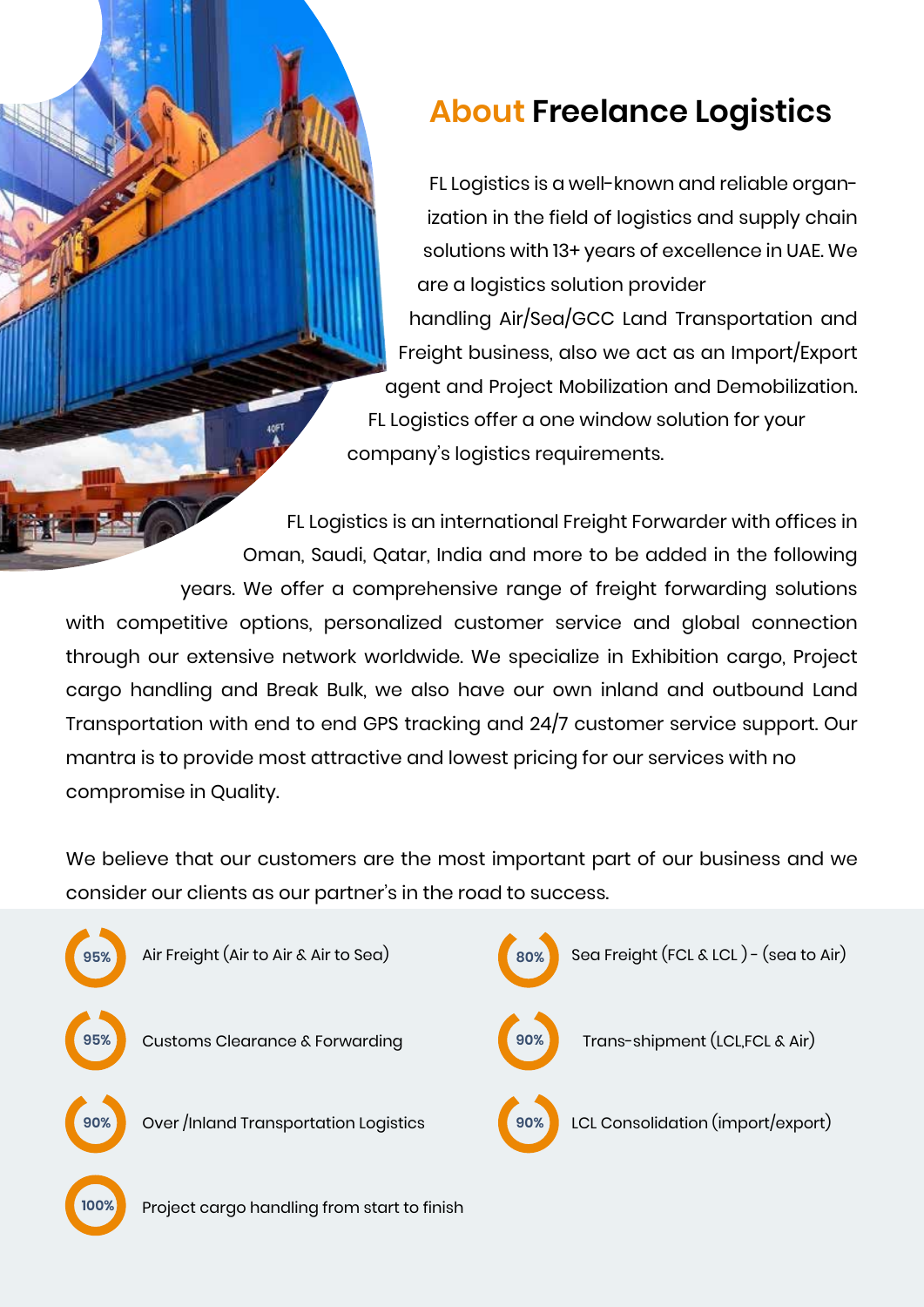## About Freelance Logistics

FL Logistics is a well-known and reliable organization in the field of logistics and supply chain solutions with 13+ years of excellence in UAE. We are a logistics solution provider handling Air/Sea/GCC Land Transportation and Freight business, also we act as an Import/Export agent and Project Mobilization and Demobilization. FL Logistics offer a one window solution for your company's logistics requirements.

FL Logistics is an international Freight Forwarder with offices in Oman, Saudi, Qatar, India and more to be added in the following years. We offer a comprehensive range of freight forwarding solutions with competitive options, personalized customer service and global connection through our extensive network worldwide. We specialize in Exhibition cargo, Project cargo handling and Break Bulk, we also have our own inland and outbound Land Transportation with end to end GPS tracking and 24/7 customer service support. Our mantra is to provide most attractive and lowest pricing for our services with no compromise in Quality.

We believe that our customers are the most important part of our business and we consider our clients as our partner's in the road to success.

- 95% Air Freight (Air to Air & Air to Sea)
- 80% Sea Freight (FCL & LCL ) - (sea to Air)
- 95% Customs Clearance & Forwarding
- 90% Trans-shipment (LCL,FCL & Air)
- 90% Over /Inland Transportation Logistics
- 90% LCL Consolidation (import/export)
- 100% Project cargo handling from start to finish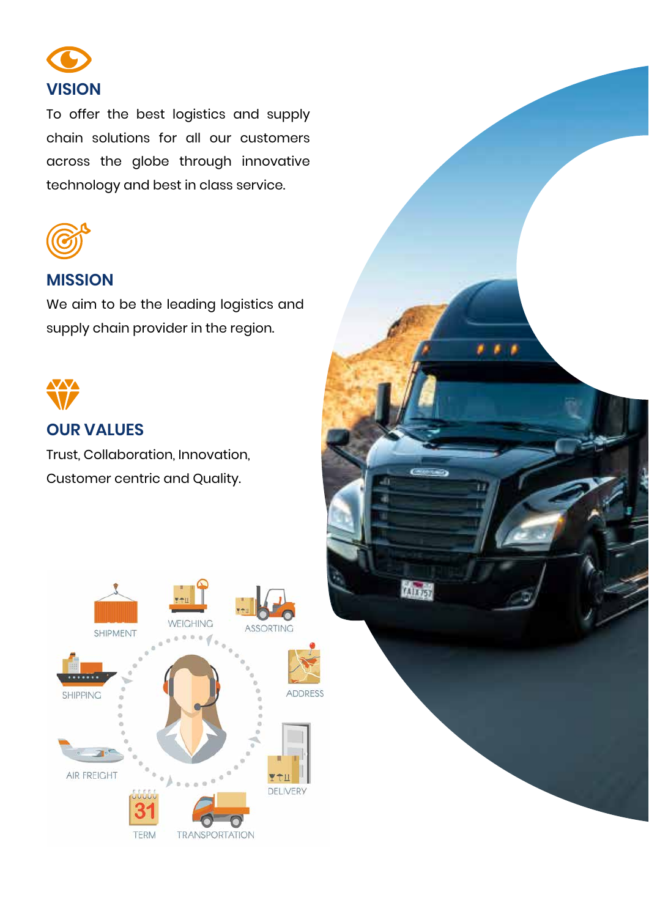## VISION

To offer the best logistics and supply chain solutions for all our customers across the globe through innovative technology and best in class service.

## MISSION

We aim to be the leading logistics and supply chain provider in the region.

## OUR VALUES

Trust, Collaboration, Innovation, Customer centric and Quality.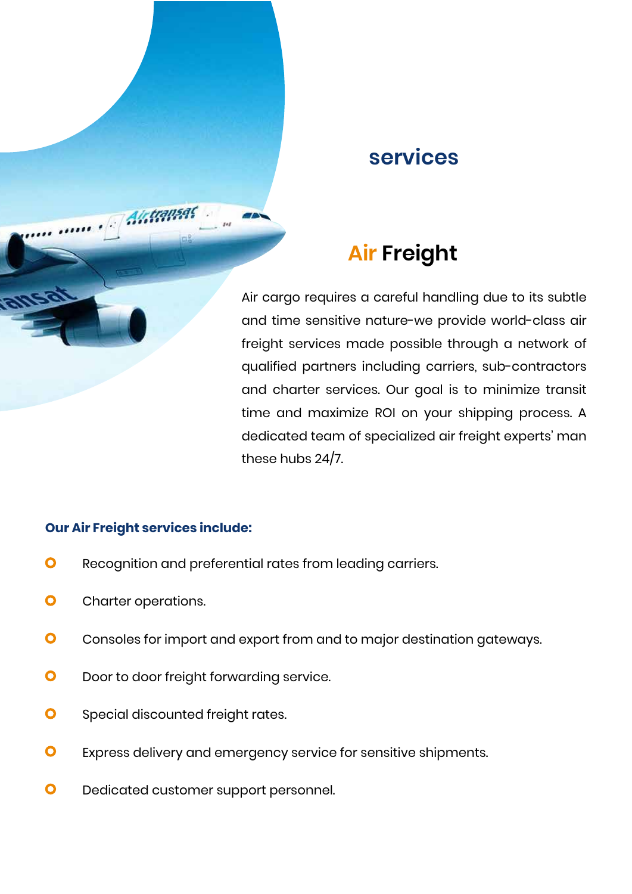## services

## Air Freight

Air cargo requires a careful handling due to its subtle and time sensitive nature-we provide world-class air freight services made possible through a network of qualified partners including carriers, sub-contractors and charter services. Our goal is to minimize transit time and maximize ROI on your shipping process. A dedicated team of specialized air freight experts' man these hubs 24/7.

**Our Air Freight services include:**

- Recognition and preferential rates from leading carriers.
- Charter operations.
- Consoles for import and export from and to major destination gateways.
- Door to door freight forwarding service.
- Special discounted freight rates.
- Express delivery and emergency service for sensitive shipments.
- Dedicated customer support personnel.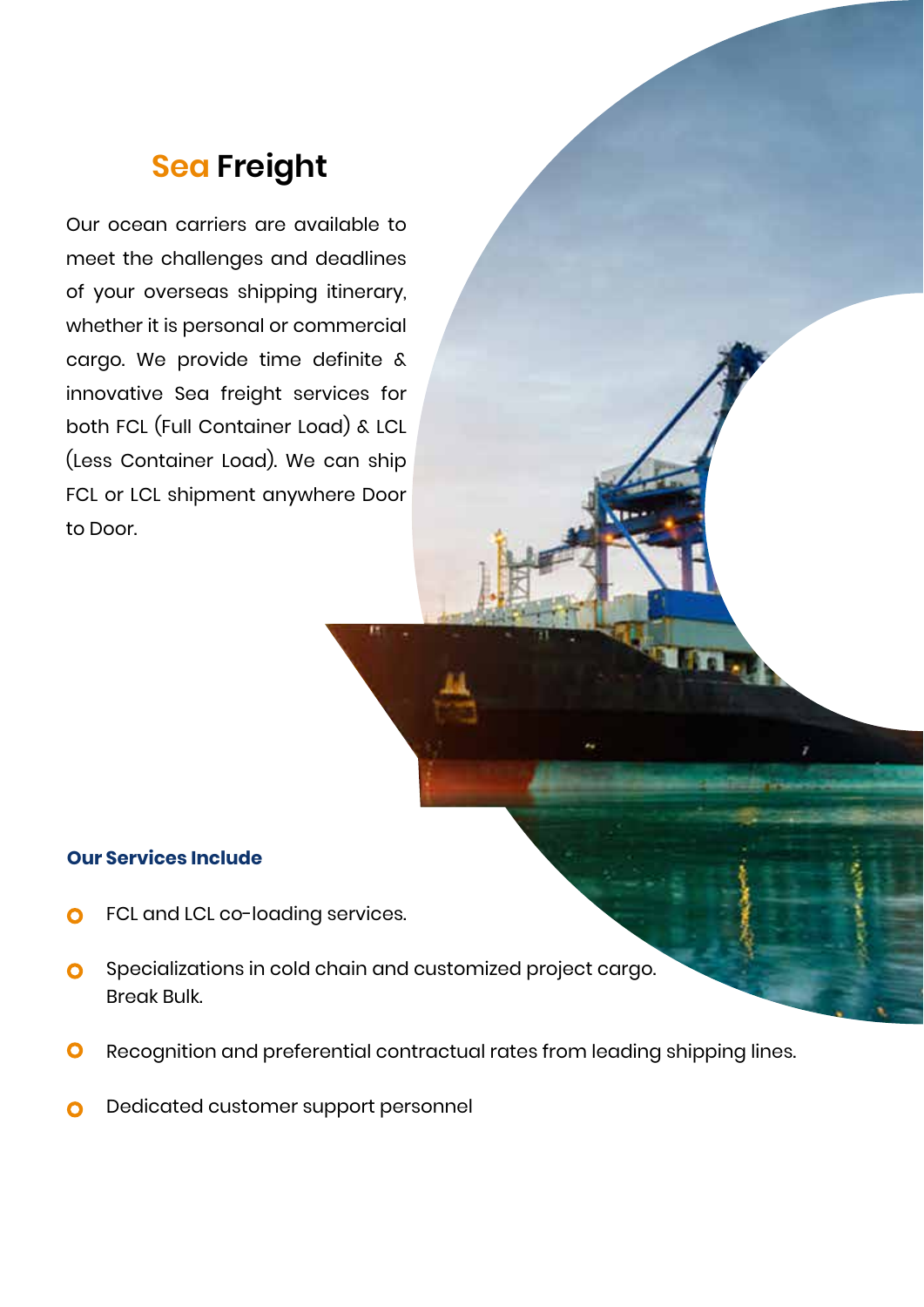# Sea Freight

Our ocean carriers are available to meet the challenges and deadlines of your overseas shipping itinerary, whether it is personal or commercial cargo. We provide time definite & innovative Sea freight services for both FCL (Full Container Load) & LCL (Less Container Load). We can ship FCL or LCL shipment anywhere Door to Door.

### Our Services Include

- FCL and LCL co-loading services.
- Specializations in cold chain and customized project cargo. Break Bulk.
- Recognition and preferential contractual rates from leading shipping lines.
- Dedicated customer support personnel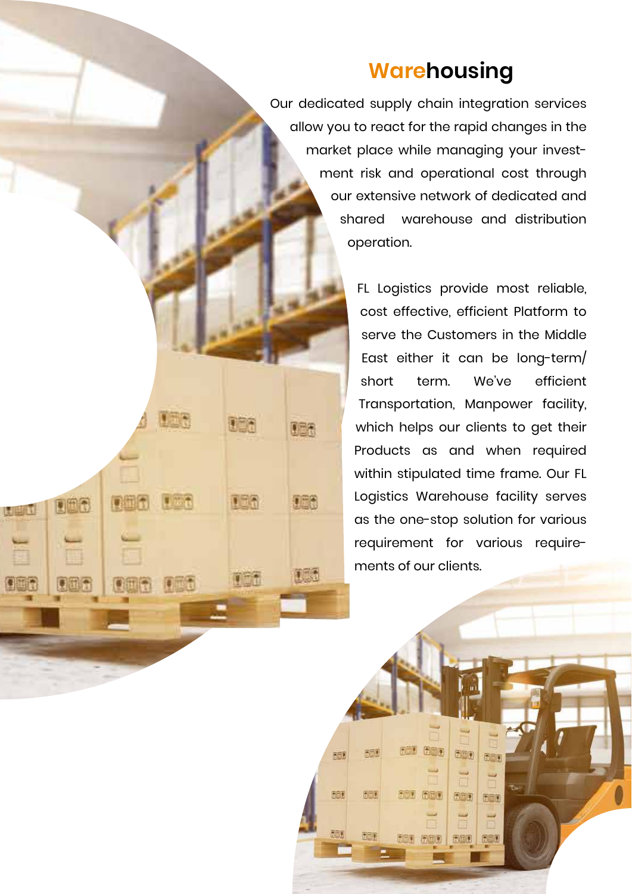# Warehousing

Our dedicated supply chain integration services allow you to react for the rapid changes in the market place while managing your investment risk and operational cost through our extensive network of dedicated and shared warehouse and distribution operation.

FL Logistics provide most reliable, cost effective, efficient Platform to serve the Customers in the Middle East either it can be long-term/ short term. We've efficient Transportation, Manpower facility, which helps our clients to get their Products as and when required within stipulated time frame. Our FL Logistics Warehouse facility serves as the one-stop solution for various requirement for various requirements of our clients.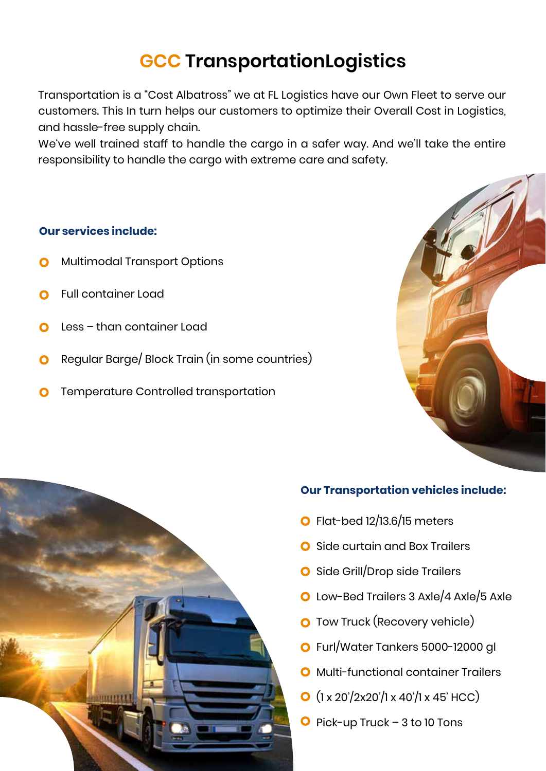# GCC TransportationLogistics

Transportation is a "Cost Albatross" we at FL Logistics have our Own Fleet to serve our customers. This In turn helps our customers to optimize their Overall Cost in Logistics, and hassle-free supply chain.
We've well trained staff to handle the cargo in a safer way. And we'll take the entire responsibility to handle the cargo with extreme care and safety.

**Our services include:**

- Multimodal Transport Options
- Full container Load
- Less – than container Load
- Regular Barge/ Block Train (in some countries)
- Temperature Controlled transportation

**Our Transportation vehicles include:**

- Flat-bed 12/13.6/15 meters
- Side curtain and Box Trailers
- Side Grill/Drop side Trailers
- Low-Bed Trailers 3 Axle/4 Axle/5 Axle
- Tow Truck (Recovery vehicle)
- Furl/Water Tankers 5000-12000 gl
- Multi-functional container Trailers
- (1 x 20'/2x20'/1 x 40'/1 x 45' HCC)
- Pick-up Truck – 3 to 10 Tons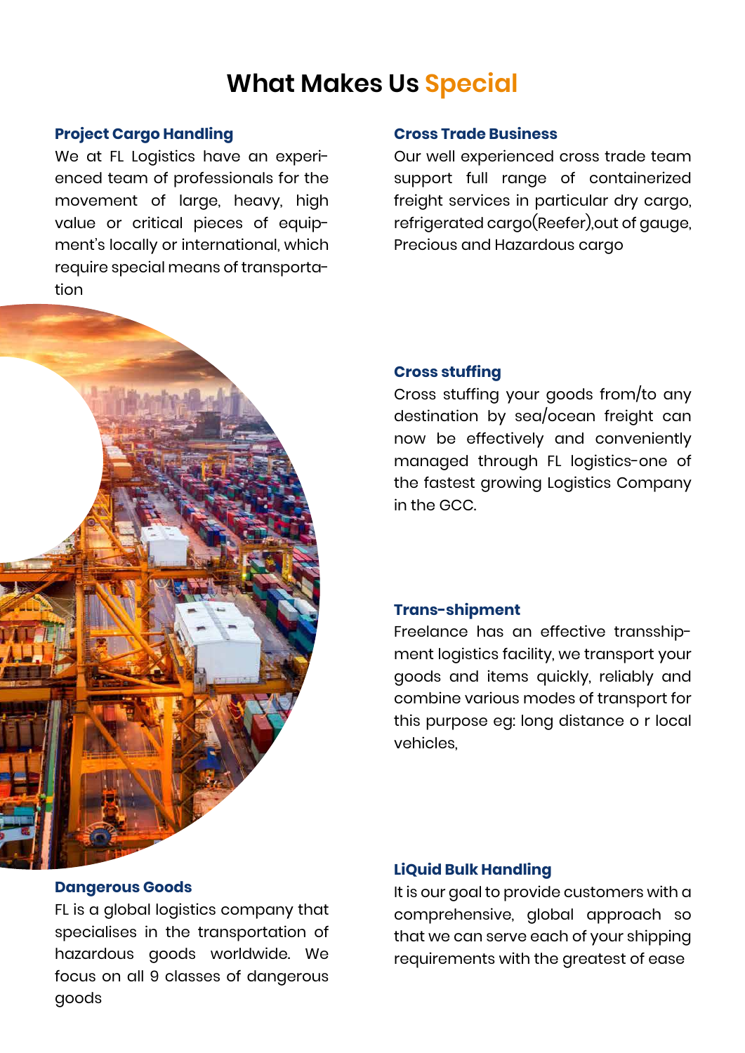# What Makes Us Special

### Project Cargo Handling

We at FL Logistics have an experienced team of professionals for the movement of large, heavy, high value or critical pieces of equipment's locally or international, which require special means of transportation

### Cross Trade Business

Our well experienced cross trade team support full range of containerized freight services in particular dry cargo, refrigerated cargo(Reefer),out of gauge, Precious and Hazardous cargo

### Cross stuffing

Cross stuffing your goods from/to any destination by sea/ocean freight can now be effectively and conveniently managed through FL logistics-one of the fastest growing Logistics Company in the GCC.

### Trans-shipment

Freelance has an effective transshipment logistics facility, we transport your goods and items quickly, reliably and combine various modes of transport for this purpose eg: long distance o r local vehicles,

### Dangerous Goods

FL is a global logistics company that specialises in the transportation of hazardous goods worldwide. We focus on all 9 classes of dangerous goods

### LiQuid Bulk Handling

It is our goal to provide customers with a comprehensive, global approach so that we can serve each of your shipping requirements with the greatest of ease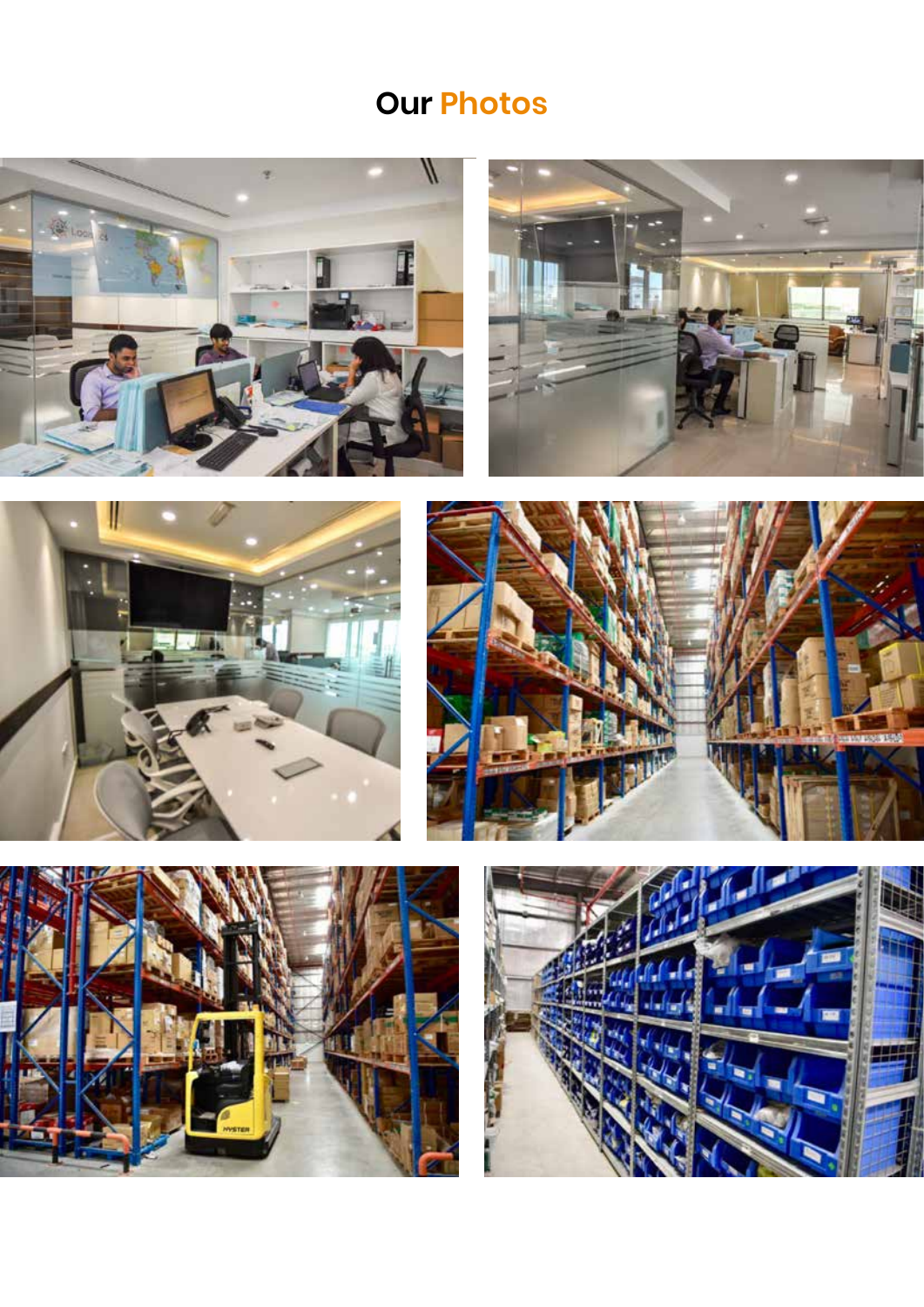# Our Photos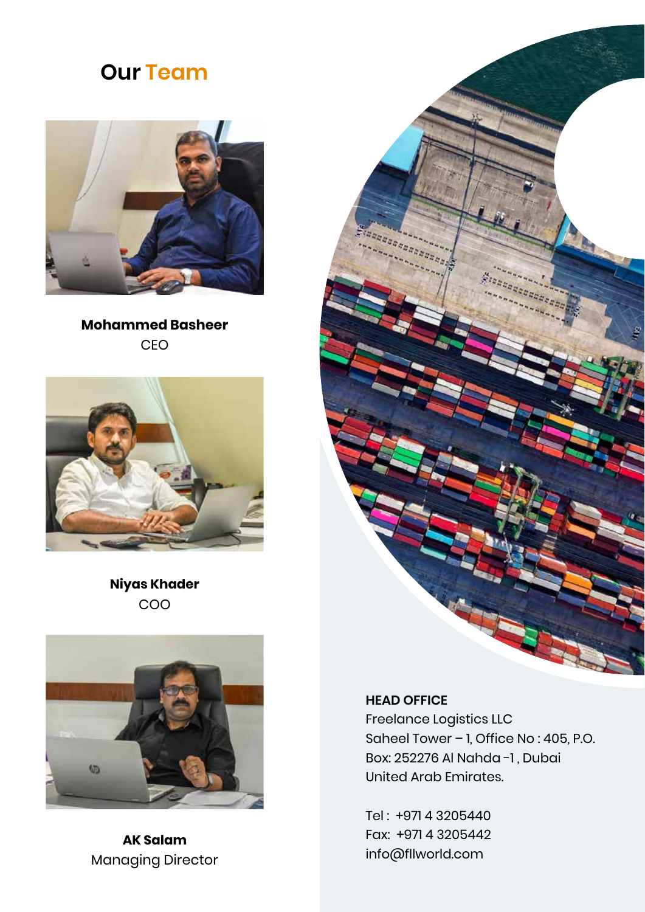# Our Team

**Mohammed Basheer**
CEO

**Niyas Khader**
COO

**AK Salam**
Managing Director

**HEAD OFFICE**
Freelance Logistics LLC
Saheel Tower – 1, Office No : 405, P.O.
Box: 252276 Al Nahda -1 , Dubai
United Arab Emirates.

Tel : +971 4 3205440
Fax: +971 4 3205442
info@fllworld.com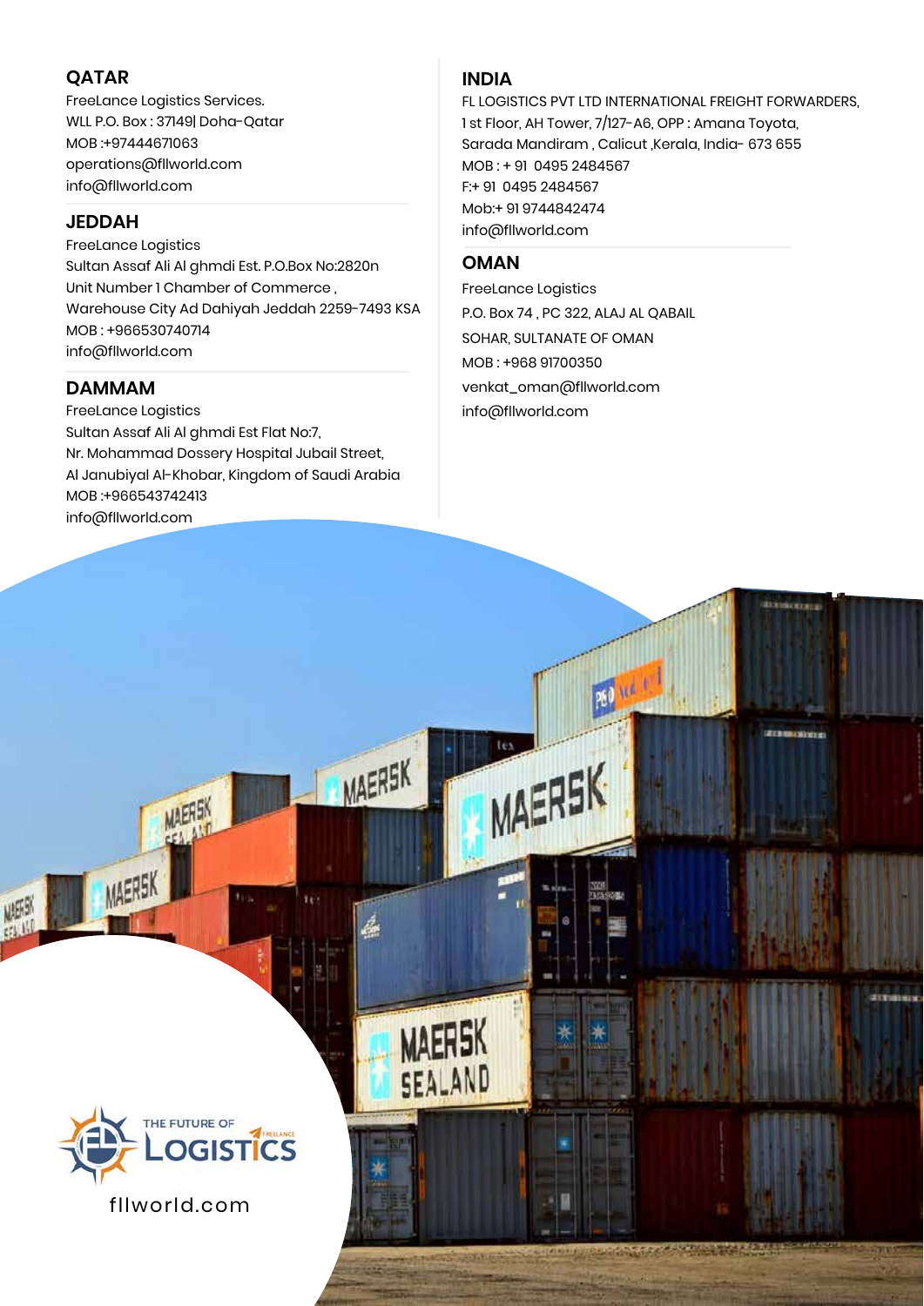## QATAR

FreeLance Logistics Services.
WLL P.O. Box : 37149| Doha-Qatar
MOB :+97444671063
operations@fllworld.com
info@fllworld.com

## JEDDAH

FreeLance Logistics
Sultan Assaf Ali Al ghmdi Est. P.O.Box No:2820n
Unit Number 1 Chamber of Commerce ,
Warehouse City Ad Dahiyah Jeddah 2259-7493 KSA
MOB : +966530740714
info@fllworld.com

## DAMMAM

FreeLance Logistics
Sultan Assaf Ali Al ghmdi Est Flat No:7,
Nr. Mohammad Dossery Hospital Jubail Street,
Al Janubiyal Al-Khobar, Kingdom of Saudi Arabia
MOB :+966543742413
info@fllworld.com

## INDIA

FL LOGISTICS PVT LTD INTERNATIONAL FREIGHT FORWARDERS,
1 st Floor, AH Tower, 7/127-A6, OPP : Amana Toyota,
Sarada Mandiram , Calicut ,Kerala, India- 673 655
MOB : + 91 0495 2484567
F:+ 91 0495 2484567
Mob:+ 91 9744842474
info@fllworld.com

## OMAN

FreeLance Logistics
P.O. Box 74 , PC 322, ALAJ AL QABAIL
SOHAR, SULTANATE OF OMAN
MOB : +968 91700350
venkat_oman@fllworld.com
info@fllworld.com

THE FUTURE OF LOGISTICS

fllworld.com